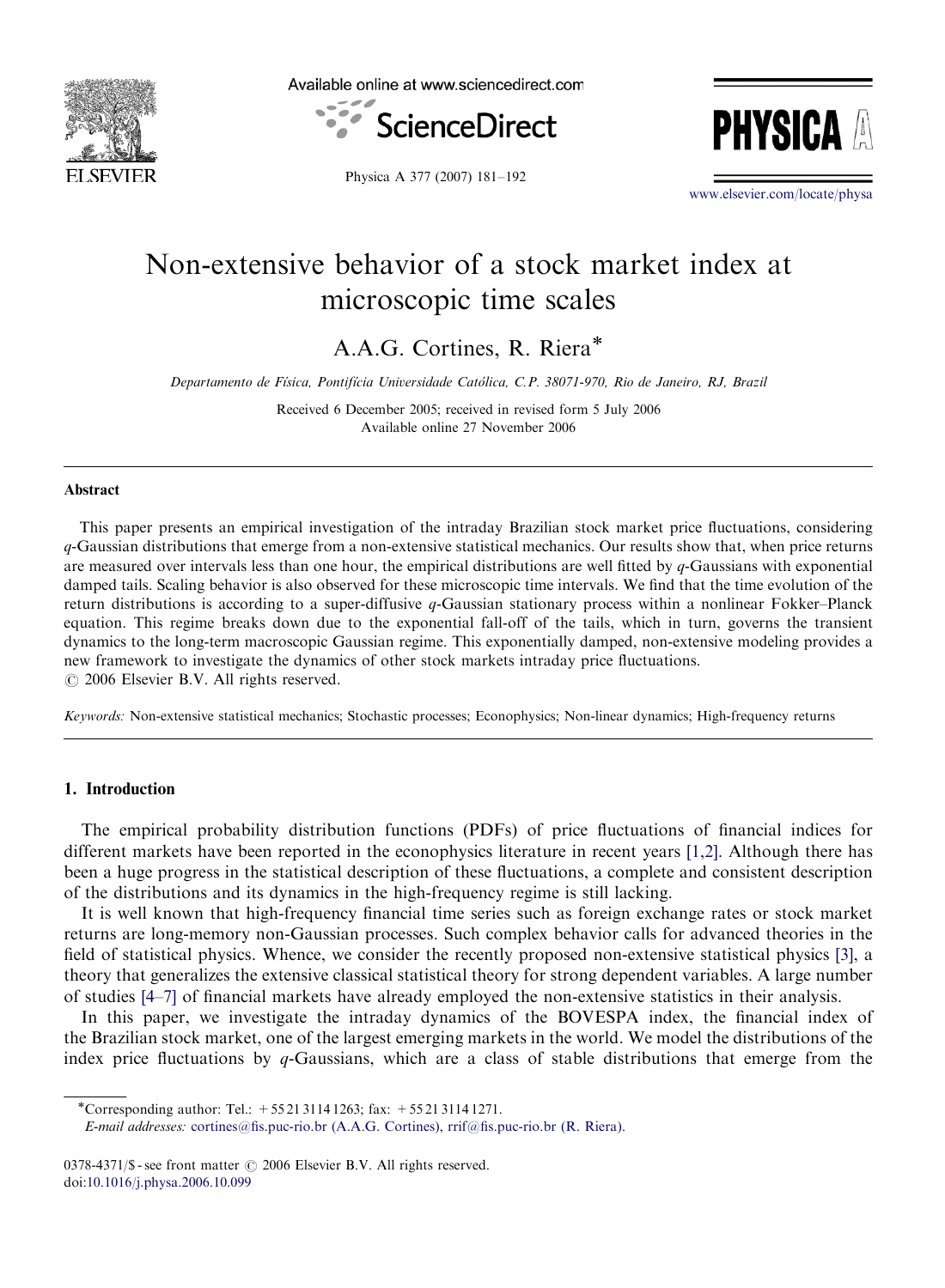# Non-extensive behavior of a stock market index at microscopic time scales

A.A.G. Cortines, R. Riera*

*Departamento de Física, Pontifícia Universidade Católica, C.P. 38071-970, Rio de Janeiro, RJ, Brazil*

Received 6 December 2005; received in revised form 5 July 2006
Available online 27 November 2006

## Abstract

This paper presents an empirical investigation of the intraday Brazilian stock market price fluctuations, considering $q$-Gaussian distributions that emerge from a non-extensive statistical mechanics. Our results show that, when price returns are measured over intervals less than one hour, the empirical distributions are well fitted by $q$-Gaussians with exponential damped tails. Scaling behavior is also observed for these microscopic time intervals. We find that the time evolution of the return distributions is according to a super-diffusive $q$-Gaussian stationary process within a nonlinear Fokker–Planck equation. This regime breaks down due to the exponential fall-off of the tails, which in turn, governs the transient dynamics to the long-term macroscopic Gaussian regime. This exponentially damped, non-extensive modeling provides a new framework to investigate the dynamics of other stock markets intraday price fluctuations.
© 2006 Elsevier B.V. All rights reserved.

*Keywords:* Non-extensive statistical mechanics; Stochastic processes; Econophysics; Non-linear dynamics; High-frequency returns

## 1. Introduction

The empirical probability distribution functions (PDFs) of price fluctuations of financial indices for different markets have been reported in the econophysics literature in recent years [1,2]. Although there has been a huge progress in the statistical description of these fluctuations, a complete and consistent description of the distributions and its dynamics in the high-frequency regime is still lacking.

It is well known that high-frequency financial time series such as foreign exchange rates or stock market returns are long-memory non-Gaussian processes. Such complex behavior calls for advanced theories in the field of statistical physics. Whence, we consider the recently proposed non-extensive statistical physics [3], a theory that generalizes the extensive classical statistical theory for strong dependent variables. A large number of studies [4–7] of financial markets have already employed the non-extensive statistics in their analysis.

In this paper, we investigate the intraday dynamics of the BOVESPA index, the financial index of the Brazilian stock market, one of the largest emerging markets in the world. We model the distributions of the index price fluctuations by $q$-Gaussians, which are a class of stable distributions that emerge from the

*Corresponding author: Tel.: +55 21 3114 1263; fax: +55 21 3114 1271.
*E-mail addresses:* cortines@fis.puc-rio.br (A.A.G. Cortines), rrif@fis.puc-rio.br (R. Riera).

0378-4371/$ - see front matter © 2006 Elsevier B.V. All rights reserved.
doi:10.1016/j.physa.2006.10.099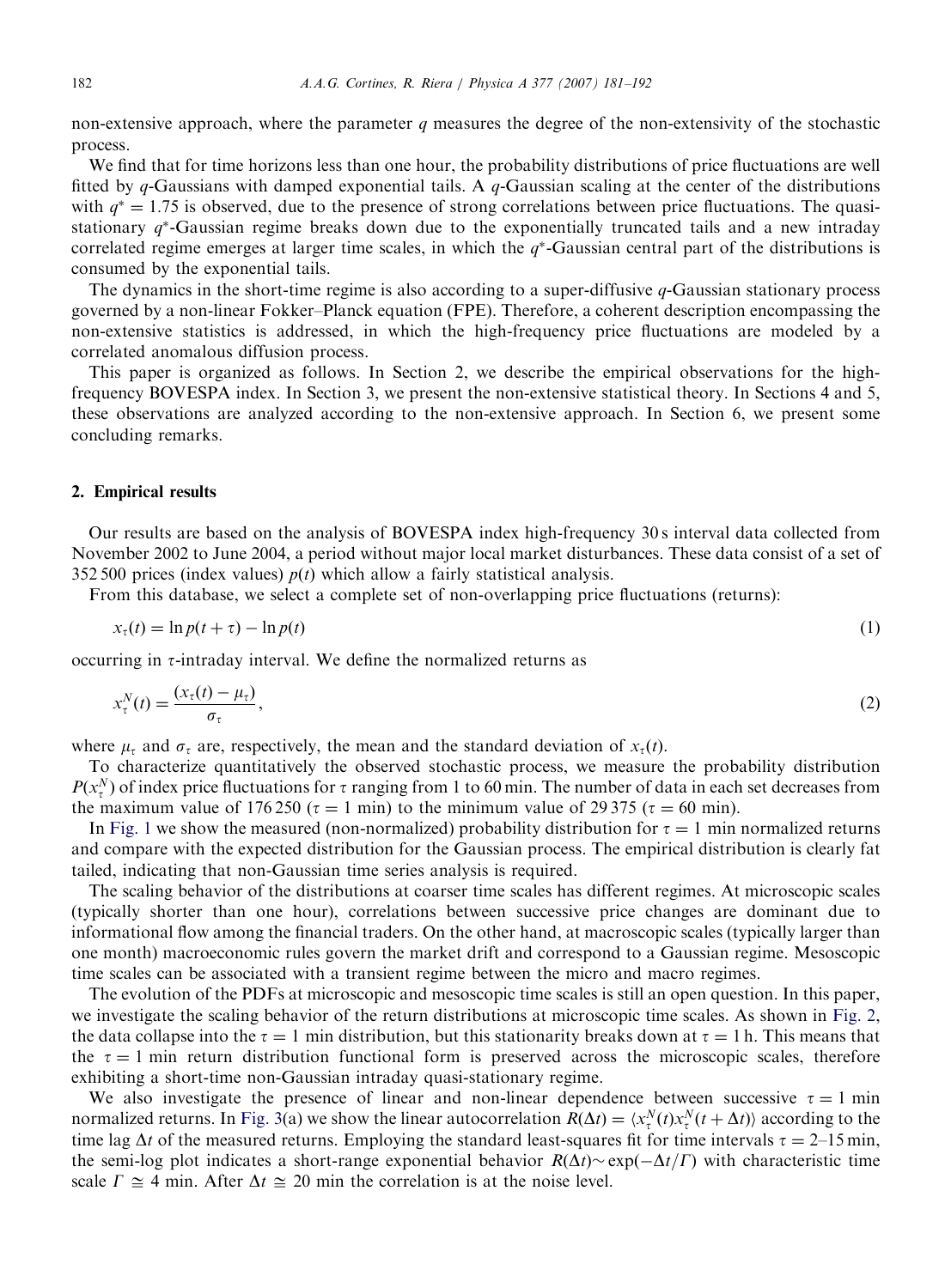non-extensive approach, where the parameter $q$ measures the degree of the non-extensivity of the stochastic process.

We find that for time horizons less than one hour, the probability distributions of price fluctuations are well fitted by $q$-Gaussians with damped exponential tails. A $q$-Gaussian scaling at the center of the distributions with $q^* = 1.75$ is observed, due to the presence of strong correlations between price fluctuations. The quasi-stationary $q^*$-Gaussian regime breaks down due to the exponentially truncated tails and a new intraday correlated regime emerges at larger time scales, in which the $q^*$-Gaussian central part of the distributions is consumed by the exponential tails.

The dynamics in the short-time regime is also according to a super-diffusive $q$-Gaussian stationary process governed by a non-linear Fokker–Planck equation (FPE). Therefore, a coherent description encompassing the non-extensive statistics is addressed, in which the high-frequency price fluctuations are modeled by a correlated anomalous diffusion process.

This paper is organized as follows. In Section 2, we describe the empirical observations for the high-frequency BOVESPA index. In Section 3, we present the non-extensive statistical theory. In Sections 4 and 5, these observations are analyzed according to the non-extensive approach. In Section 6, we present some concluding remarks.

## 2. Empirical results

Our results are based on the analysis of BOVESPA index high-frequency 30 s interval data collected from November 2002 to June 2004, a period without major local market disturbances. These data consist of a set of 352 500 prices (index values) $p(t)$ which allow a fairly statistical analysis.

From this database, we select a complete set of non-overlapping price fluctuations (returns):

$$x_\tau(t) = \ln p(t+\tau) - \ln p(t) \tag{1}$$

occurring in $\tau$-intraday interval. We define the normalized returns as

$$x_\tau^N(t) = \frac{(x_\tau(t) - \mu_\tau)}{\sigma_\tau}, \tag{2}$$

where $\mu_\tau$ and $\sigma_\tau$ are, respectively, the mean and the standard deviation of $x_\tau(t)$.

To characterize quantitatively the observed stochastic process, we measure the probability distribution $P(x_\tau^N)$ of index price fluctuations for $\tau$ ranging from 1 to 60 min. The number of data in each set decreases from the maximum value of 176 250 ($\tau = 1$ min) to the minimum value of 29 375 ($\tau = 60$ min).

In Fig. 1 we show the measured (non-normalized) probability distribution for $\tau = 1$ min normalized returns and compare with the expected distribution for the Gaussian process. The empirical distribution is clearly fat tailed, indicating that non-Gaussian time series analysis is required.

The scaling behavior of the distributions at coarser time scales has different regimes. At microscopic scales (typically shorter than one hour), correlations between successive price changes are dominant due to informational flow among the financial traders. On the other hand, at macroscopic scales (typically larger than one month) macroeconomic rules govern the market drift and correspond to a Gaussian regime. Mesoscopic time scales can be associated with a transient regime between the micro and macro regimes.

The evolution of the PDFs at microscopic and mesoscopic time scales is still an open question. In this paper, we investigate the scaling behavior of the return distributions at microscopic time scales. As shown in Fig. 2, the data collapse into the $\tau = 1$ min distribution, but this stationarity breaks down at $\tau = 1$ h. This means that the $\tau = 1$ min return distribution functional form is preserved across the microscopic scales, therefore exhibiting a short-time non-Gaussian intraday quasi-stationary regime.

We also investigate the presence of linear and non-linear dependence between successive $\tau = 1$ min normalized returns. In Fig. 3(a) we show the linear autocorrelation $R(\Delta t) = \langle x_\tau^N(t) x_\tau^N(t+\Delta t)\rangle$ according to the time lag $\Delta t$ of the measured returns. Employing the standard least-squares fit for time intervals $\tau = 2$–15 min, the semi-log plot indicates a short-range exponential behavior $R(\Delta t) \sim \exp(-\Delta t/\Gamma)$ with characteristic time scale $\Gamma \cong 4$ min. After $\Delta t \cong 20$ min the correlation is at the noise level.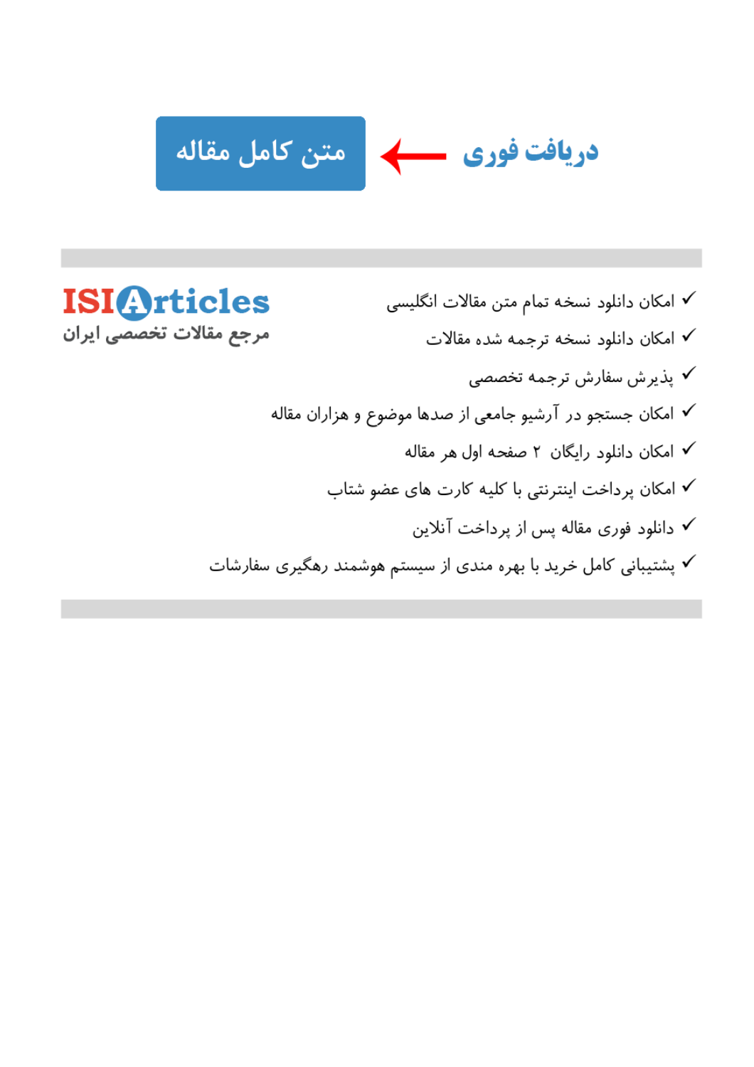دریافت فوری ← **متن کامل مقاله**

**ISIArticles**
مرجع مقالات تخصصی ایران

- ✓ امکان دانلود نسخه تمام متن مقالات انگلیسی
- ✓ امکان دانلود نسخه ترجمه شده مقالات
- ✓ پذیرش سفارش ترجمه تخصصی
- ✓ امکان جستجو در آرشیو جامعی از صدها موضوع و هزاران مقاله
- ✓ امکان دانلود رایگان ۲ صفحه اول هر مقاله
- ✓ امکان پرداخت اینترنتی با کلیه کارت های عضو شتاب
- ✓ دانلود فوری مقاله پس از پرداخت آنلاین
- ✓ پشتیبانی کامل خرید با بهره مندی از سیستم هوشمند رهگیری سفارشات